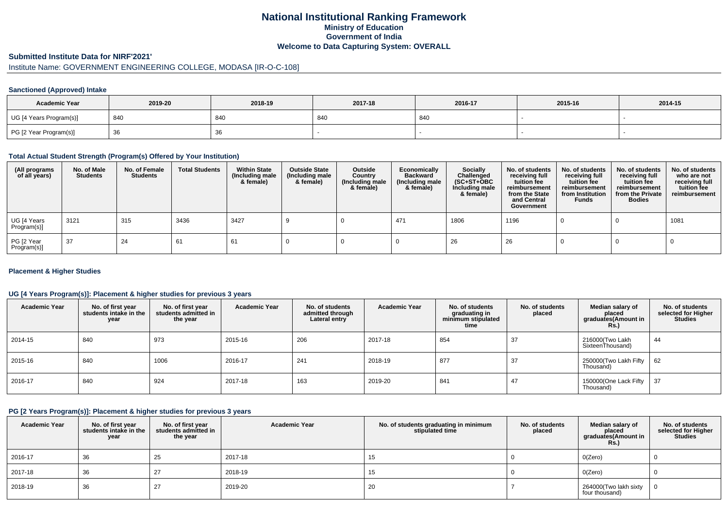# National Institutional Ranking Framework
## Ministry of Education
## Government of India
## Welcome to Data Capturing System: OVERALL

**Submitted Institute Data for NIRF'2021'**

Institute Name: GOVERNMENT ENGINEERING COLLEGE, MODASA [IR-O-C-108]

### Sanctioned (Approved) Intake

| Academic Year | 2019-20 | 2018-19 | 2017-18 | 2016-17 | 2015-16 | 2014-15 |
|---|---|---|---|---|---|---|
| UG [4 Years Program(s)] | 840 | 840 | 840 | 840 | - | - |
| PG [2 Year Program(s)] | 36 | 36 | - | - | - | - |

### Total Actual Student Strength (Program(s) Offered by Your Institution)

| (All programs of all years) | No. of Male Students | No. of Female Students | Total Students | Within State (Including male & female) | Outside State (Including male & female) | Outside Country (Including male & female) | Economically Backward (Including male & female) | Socially Challenged (SC+ST+OBC Including male & female) | No. of students receiving full tuition fee reimbursement from the State and Central Government | No. of students receiving full tuition fee reimbursement from Institution Funds | No. of students receiving full tuition fee reimbursement from the Private Bodies | No. of students who are not receiving full tuition fee reimbursement |
|---|---|---|---|---|---|---|---|---|---|---|---|---|
| UG [4 Years Program(s)] | 3121 | 315 | 3436 | 3427 | 9 | 0 | 471 | 1806 | 1196 | 0 | 0 | 1081 |
| PG [2 Year Program(s)] | 37 | 24 | 61 | 61 | 0 | 0 | 0 | 26 | 26 | 0 | 0 | 0 |

### Placement & Higher Studies

#### UG [4 Years Program(s)]: Placement & higher studies for previous 3 years

| Academic Year | No. of first year students intake in the year | No. of first year students admitted in the year | Academic Year | No. of students admitted through Lateral entry | Academic Year | No. of students graduating in minimum stipulated time | No. of students placed | Median salary of placed graduates(Amount in Rs.) | No. of students selected for Higher Studies |
|---|---|---|---|---|---|---|---|---|---|
| 2014-15 | 840 | 973 | 2015-16 | 206 | 2017-18 | 854 | 37 | 216000(Two Lakh SixteenThousand) | 44 |
| 2015-16 | 840 | 1006 | 2016-17 | 241 | 2018-19 | 877 | 37 | 250000(Two Lakh Fifty Thousand) | 62 |
| 2016-17 | 840 | 924 | 2017-18 | 163 | 2019-20 | 841 | 47 | 150000(One Lack Fifty Thousand) | 37 |

#### PG [2 Years Program(s)]: Placement & higher studies for previous 3 years

| Academic Year | No. of first year students intake in the year | No. of first year students admitted in the year | Academic Year | No. of students graduating in minimum stipulated time | No. of students placed | Median salary of placed graduates(Amount in Rs.) | No. of students selected for Higher Studies |
|---|---|---|---|---|---|---|---|
| 2016-17 | 36 | 25 | 2017-18 | 15 | 0 | 0(Zero) | 0 |
| 2017-18 | 36 | 27 | 2018-19 | 15 | 0 | 0(Zero) | 0 |
| 2018-19 | 36 | 27 | 2019-20 | 20 | 7 | 264000(Two lakh sixty four thousand) | 0 |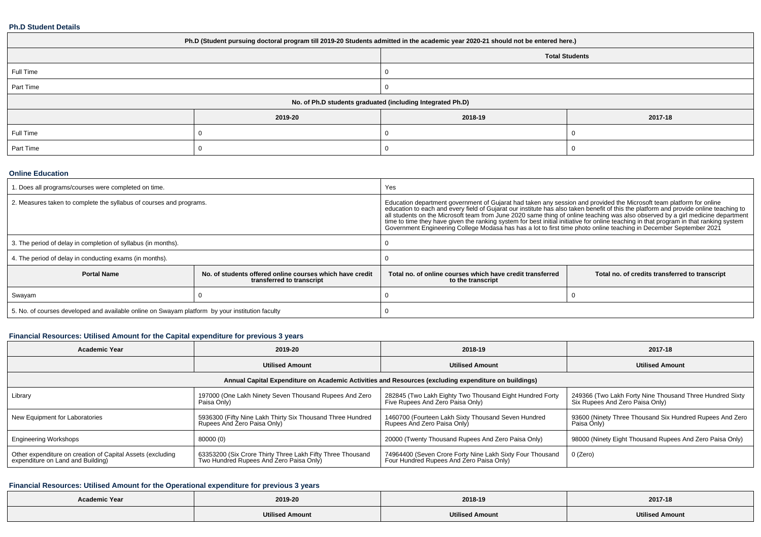### Ph.D Student Details

| Ph.D (Student pursuing doctoral program till 2019-20 Students admitted in the academic year 2020-21 should not be entered here.) | | | |
|---|---|---|---|
| | | Total Students | |
| Full Time | | 0 | |
| Part Time | | 0 | |
| No. of Ph.D students graduated (including Integrated Ph.D) | | | |
| | 2019-20 | 2018-19 | 2017-18 |
| Full Time | 0 | 0 | 0 |
| Part Time | 0 | 0 | 0 |

### Online Education

| | | | |
|---|---|---|---|
| 1. Does all programs/courses were completed on time. | | Yes | |
| 2. Measures taken to complete the syllabus of courses and programs. | | Education department government of Gujarat had taken any session and provided the Microsoft team platform for online education to each and every field of Gujarat our institute has also taken benefit of this the platform and provide online teaching to all students on the Microsoft team from June 2020 same thing of online teaching was also observed by a girl medicine department time to time they have given the ranking system for best initial initiative for online teaching in that program in that ranking system Government Engineering College Modasa has has a lot to first time photo online teaching in December September 2021 | |
| 3. The period of delay in completion of syllabus (in months). | | 0 | |
| 4. The period of delay in conducting exams (in months). | | 0 | |
| **Portal Name** | **No. of students offered online courses which have credit transferred to transcript** | **Total no. of online courses which have credit transferred to the transcript** | **Total no. of credits transferred to transcript** |
| Swayam | 0 | 0 | 0 |
| 5. No. of courses developed and available online on Swayam platform by your institution faculty | | 0 | |

### Financial Resources: Utilised Amount for the Capital expenditure for previous 3 years

| Academic Year | 2019-20 | 2018-19 | 2017-18 |
|---|---|---|---|
| | Utilised Amount | Utilised Amount | Utilised Amount |
| Annual Capital Expenditure on Academic Activities and Resources (excluding expenditure on buildings) | | | |
| Library | 197000 (One Lakh Ninety Seven Thousand Rupees And Zero Paisa Only) | 282845 (Two Lakh Eighty Two Thousand Eight Hundred Forty Five Rupees And Zero Paisa Only) | 249366 (Two Lakh Forty Nine Thousand Three Hundred Sixty Six Rupees And Zero Paisa Only) |
| New Equipment for Laboratories | 5936300 (Fifty Nine Lakh Thirty Six Thousand Three Hundred Rupees And Zero Paisa Only) | 1460700 (Fourteen Lakh Sixty Thousand Seven Hundred Rupees And Zero Paisa Only) | 93600 (Ninety Three Thousand Six Hundred Rupees And Zero Paisa Only) |
| Engineering Workshops | 80000 (0) | 20000 (Twenty Thousand Rupees And Zero Paisa Only) | 98000 (Ninety Eight Thousand Rupees And Zero Paisa Only) |
| Other expenditure on creation of Capital Assets (excluding expenditure on Land and Building) | 63353200 (Six Crore Thirty Three Lakh Fifty Three Thousand Two Hundred Rupees And Zero Paisa Only) | 74964400 (Seven Crore Forty Nine Lakh Sixty Four Thousand Four Hundred Rupees And Zero Paisa Only) | 0 (Zero) |

### Financial Resources: Utilised Amount for the Operational expenditure for previous 3 years

| Academic Year | 2019-20 | 2018-19 | 2017-18 |
|---|---|---|---|
| | Utilised Amount | Utilised Amount | Utilised Amount |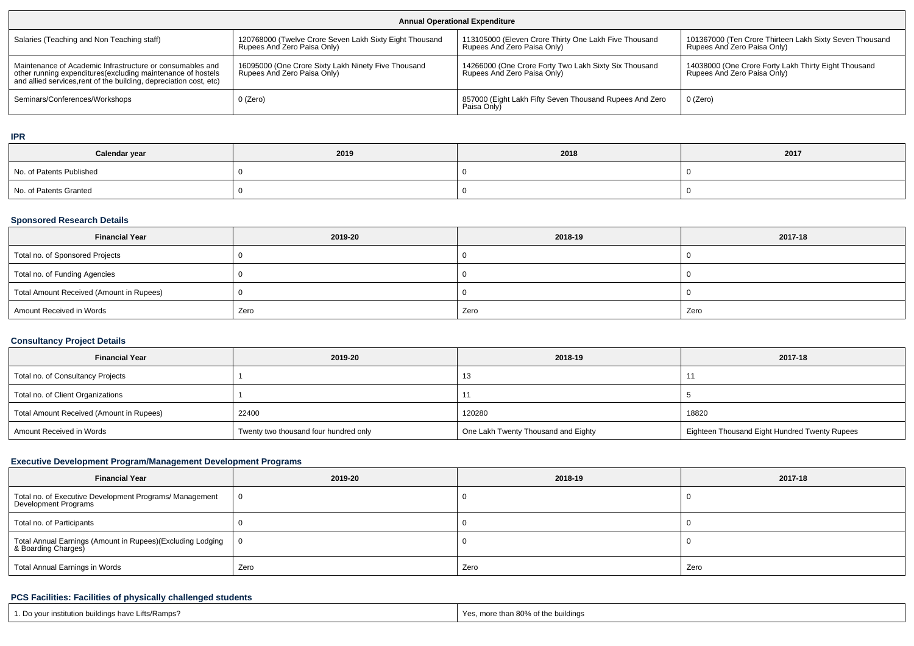| Annual Operational Expenditure | | | |
|---|---|---|---|
| Salaries (Teaching and Non Teaching staff) | 120768000 (Twelve Crore Seven Lakh Sixty Eight Thousand Rupees And Zero Paisa Only) | 113105000 (Eleven Crore Thirty One Lakh Five Thousand Rupees And Zero Paisa Only) | 101367000 (Ten Crore Thirteen Lakh Sixty Seven Thousand Rupees And Zero Paisa Only) |
| Maintenance of Academic Infrastructure or consumables and other running expenditures(excluding maintenance of hostels and allied services,rent of the building, depreciation cost, etc) | 16095000 (One Crore Sixty Lakh Ninety Five Thousand Rupees And Zero Paisa Only) | 14266000 (One Crore Forty Two Lakh Sixty Six Thousand Rupees And Zero Paisa Only) | 14038000 (One Crore Forty Lakh Thirty Eight Thousand Rupees And Zero Paisa Only) |
| Seminars/Conferences/Workshops | 0 (Zero) | 857000 (Eight Lakh Fifty Seven Thousand Rupees And Zero Paisa Only) | 0 (Zero) |

### IPR

| Calendar year | 2019 | 2018 | 2017 |
|---|---|---|---|
| No. of Patents Published | 0 | 0 | 0 |
| No. of Patents Granted | 0 | 0 | 0 |

### Sponsored Research Details

| Financial Year | 2019-20 | 2018-19 | 2017-18 |
|---|---|---|---|
| Total no. of Sponsored Projects | 0 | 0 | 0 |
| Total no. of Funding Agencies | 0 | 0 | 0 |
| Total Amount Received (Amount in Rupees) | 0 | 0 | 0 |
| Amount Received in Words | Zero | Zero | Zero |

### Consultancy Project Details

| Financial Year | 2019-20 | 2018-19 | 2017-18 |
|---|---|---|---|
| Total no. of Consultancy Projects | 1 | 13 | 11 |
| Total no. of Client Organizations | 1 | 11 | 5 |
| Total Amount Received (Amount in Rupees) | 22400 | 120280 | 18820 |
| Amount Received in Words | Twenty two thousand four hundred only | One Lakh Twenty Thousand and Eighty | Eighteen Thousand Eight Hundred Twenty Rupees |

### Executive Development Program/Management Development Programs

| Financial Year | 2019-20 | 2018-19 | 2017-18 |
|---|---|---|---|
| Total no. of Executive Development Programs/ Management Development Programs | 0 | 0 | 0 |
| Total no. of Participants | 0 | 0 | 0 |
| Total Annual Earnings (Amount in Rupees)(Excluding Lodging & Boarding Charges) | 0 | 0 | 0 |
| Total Annual Earnings in Words | Zero | Zero | Zero |

### PCS Facilities: Facilities of physically challenged students

| | |
|---|---|
| 1. Do your institution buildings have Lifts/Ramps? | Yes, more than 80% of the buildings |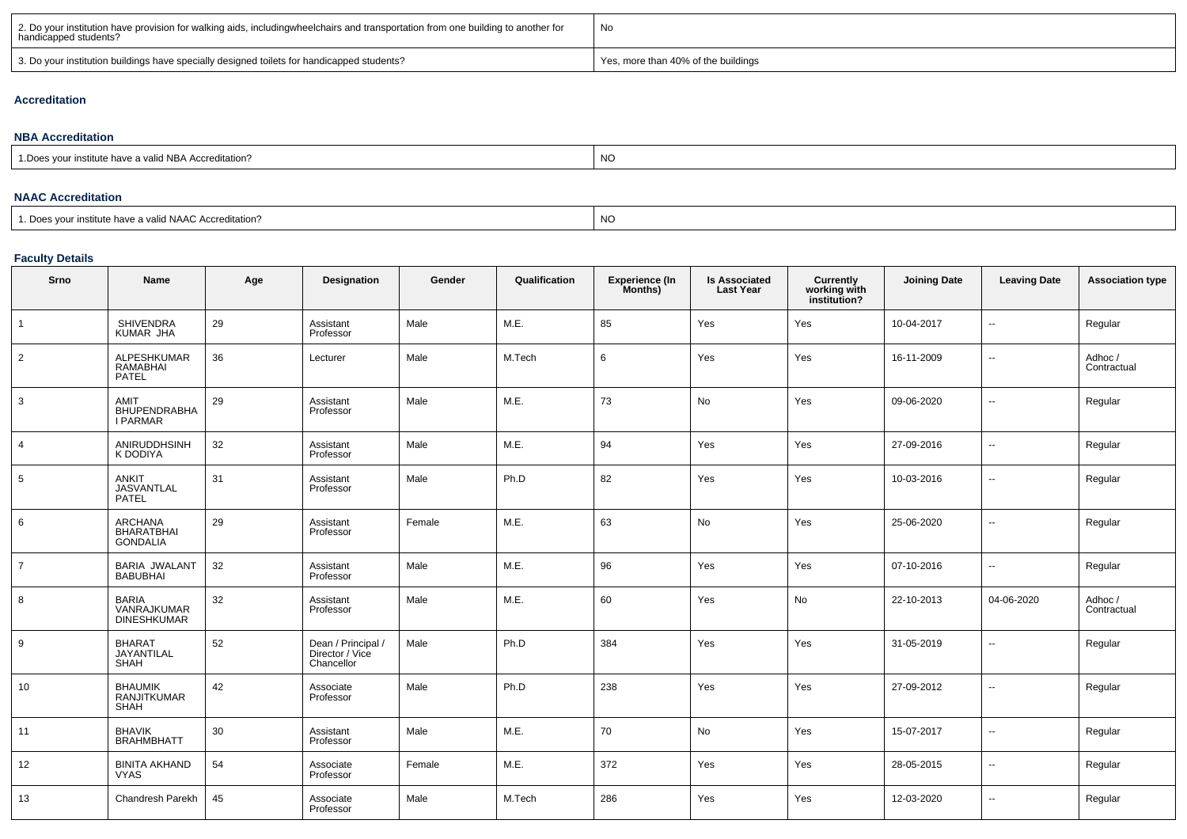| | |
|---|---|
| 2. Do your institution have provision for walking aids, includingwheelchairs and transportation from one building to another for handicapped students? | No |
| 3. Do your institution buildings have specially designed toilets for handicapped students? | Yes, more than 40% of the buildings |

### Accreditation

#### NBA Accreditation

| | |
|---|---|
| 1.Does your institute have a valid NBA Accreditation? | NO |

#### NAAC Accreditation

| | |
|---|---|
| 1. Does your institute have a valid NAAC Accreditation? | NO |

#### Faculty Details

| Srno | Name | Age | Designation | Gender | Qualification | Experience (In Months) | Is Associated Last Year | Currently working with institution? | Joining Date | Leaving Date | Association type |
|---|---|---|---|---|---|---|---|---|---|---|---|
| 1 | SHIVENDRA KUMAR JHA | 29 | Assistant Professor | Male | M.E. | 85 | Yes | Yes | 10-04-2017 | -- | Regular |
| 2 | ALPESHKUMAR RAMABHAI PATEL | 36 | Lecturer | Male | M.Tech | 6 | Yes | Yes | 16-11-2009 | -- | Adhoc / Contractual |
| 3 | AMIT BHUPENDRABHAI PARMAR | 29 | Assistant Professor | Male | M.E. | 73 | No | Yes | 09-06-2020 | -- | Regular |
| 4 | ANIRUDDHSINH K DODIYA | 32 | Assistant Professor | Male | M.E. | 94 | Yes | Yes | 27-09-2016 | -- | Regular |
| 5 | ANKIT JASVANTLAL PATEL | 31 | Assistant Professor | Male | Ph.D | 82 | Yes | Yes | 10-03-2016 | -- | Regular |
| 6 | ARCHANA BHARATBHAI GONDALIA | 29 | Assistant Professor | Female | M.E. | 63 | No | Yes | 25-06-2020 | -- | Regular |
| 7 | BARIA JWALANT BABUBHAI | 32 | Assistant Professor | Male | M.E. | 96 | Yes | Yes | 07-10-2016 | -- | Regular |
| 8 | BARIA VANRAJKUMAR DINESHKUMAR | 32 | Assistant Professor | Male | M.E. | 60 | Yes | No | 22-10-2013 | 04-06-2020 | Adhoc / Contractual |
| 9 | BHARAT JAYANTILAL SHAH | 52 | Dean / Principal / Director / Vice Chancellor | Male | Ph.D | 384 | Yes | Yes | 31-05-2019 | -- | Regular |
| 10 | BHAUMIK RANJITKUMAR SHAH | 42 | Associate Professor | Male | Ph.D | 238 | Yes | Yes | 27-09-2012 | -- | Regular |
| 11 | BHAVIK BRAHMBHATT | 30 | Assistant Professor | Male | M.E. | 70 | No | Yes | 15-07-2017 | -- | Regular |
| 12 | BINITA AKHAND VYAS | 54 | Associate Professor | Female | M.E. | 372 | Yes | Yes | 28-05-2015 | -- | Regular |
| 13 | Chandresh Parekh | 45 | Associate Professor | Male | M.Tech | 286 | Yes | Yes | 12-03-2020 | -- | Regular |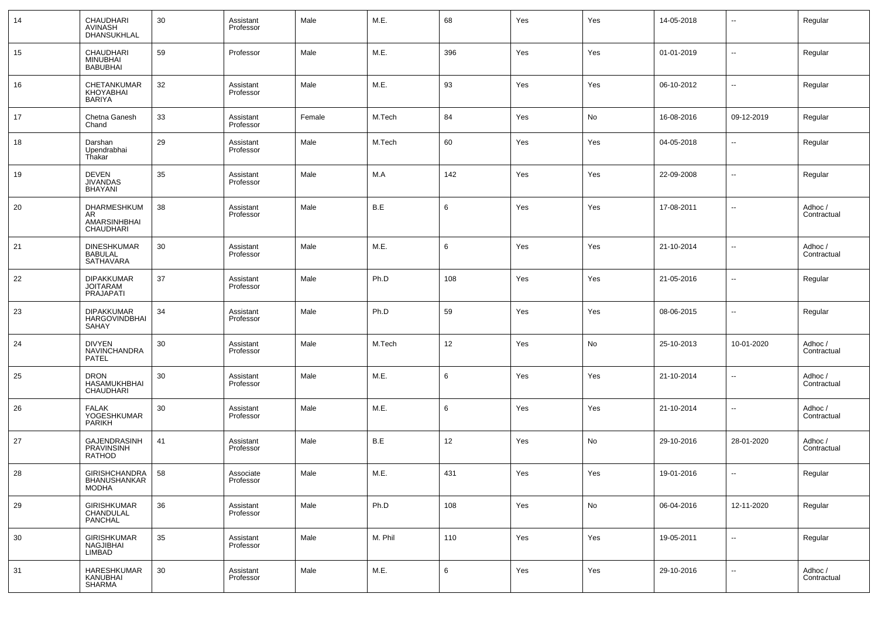| 14 | CHAUDHARI AVINASH DHANSUKHLAL | 30 | Assistant Professor | Male | M.E. | 68 | Yes | Yes | 14-05-2018 | -- | Regular |
|---|---|---|---|---|---|---|---|---|---|---|---|
| 15 | CHAUDHARI MINUBHAI BABUBHAI | 59 | Professor | Male | M.E. | 396 | Yes | Yes | 01-01-2019 | -- | Regular |
| 16 | CHETANKUMAR KHOYABHAI BARIYA | 32 | Assistant Professor | Male | M.E. | 93 | Yes | Yes | 06-10-2012 | -- | Regular |
| 17 | Chetna Ganesh Chand | 33 | Assistant Professor | Female | M.Tech | 84 | Yes | No | 16-08-2016 | 09-12-2019 | Regular |
| 18 | Darshan Upendrabhai Thakar | 29 | Assistant Professor | Male | M.Tech | 60 | Yes | Yes | 04-05-2018 | -- | Regular |
| 19 | DEVEN JIVANDAS BHAYANI | 35 | Assistant Professor | Male | M.A | 142 | Yes | Yes | 22-09-2008 | -- | Regular |
| 20 | DHARMESHKUMAR AMARSINHBHAI CHAUDHARI | 38 | Assistant Professor | Male | B.E | 6 | Yes | Yes | 17-08-2011 | -- | Adhoc / Contractual |
| 21 | DINESHKUMAR BABULAL SATHAVARA | 30 | Assistant Professor | Male | M.E. | 6 | Yes | Yes | 21-10-2014 | -- | Adhoc / Contractual |
| 22 | DIPAKKUMAR JOITARAM PRAJAPATI | 37 | Assistant Professor | Male | Ph.D | 108 | Yes | Yes | 21-05-2016 | -- | Regular |
| 23 | DIPAKKUMAR HARGOVINDBHAI SAHAY | 34 | Assistant Professor | Male | Ph.D | 59 | Yes | Yes | 08-06-2015 | -- | Regular |
| 24 | DIVYEN NAVINCHANDRA PATEL | 30 | Assistant Professor | Male | M.Tech | 12 | Yes | No | 25-10-2013 | 10-01-2020 | Adhoc / Contractual |
| 25 | DRON HASAMUKHBHAI CHAUDHARI | 30 | Assistant Professor | Male | M.E. | 6 | Yes | Yes | 21-10-2014 | -- | Adhoc / Contractual |
| 26 | FALAK YOGESHKUMAR PARIKH | 30 | Assistant Professor | Male | M.E. | 6 | Yes | Yes | 21-10-2014 | -- | Adhoc / Contractual |
| 27 | GAJENDRASINH PRAVINSINH RATHOD | 41 | Assistant Professor | Male | B.E | 12 | Yes | No | 29-10-2016 | 28-01-2020 | Adhoc / Contractual |
| 28 | GIRISHCHANDRA BHANUSHANKAR MODHA | 58 | Associate Professor | Male | M.E. | 431 | Yes | Yes | 19-01-2016 | -- | Regular |
| 29 | GIRISHKUMAR CHANDULAL PANCHAL | 36 | Assistant Professor | Male | Ph.D | 108 | Yes | No | 06-04-2016 | 12-11-2020 | Regular |
| 30 | GIRISHKUMAR NAGJIBHAI LIMBAD | 35 | Assistant Professor | Male | M. Phil | 110 | Yes | Yes | 19-05-2011 | -- | Regular |
| 31 | HARESHKUMAR KANUBHAI SHARMA | 30 | Assistant Professor | Male | M.E. | 6 | Yes | Yes | 29-10-2016 | -- | Adhoc / Contractual |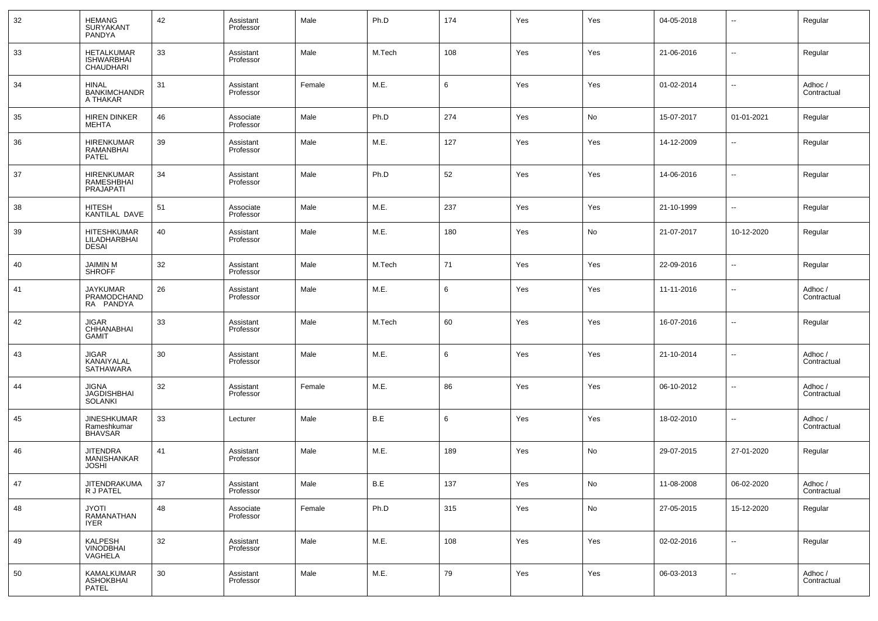| 32 | HEMANG SURYAKANT PANDYA | 42 | Assistant Professor | Male | Ph.D | 174 | Yes | Yes | 04-05-2018 | -- | Regular |
|---|---|---|---|---|---|---|---|---|---|---|---|
| 33 | HETALKUMAR ISHWARBHAI CHAUDHARI | 33 | Assistant Professor | Male | M.Tech | 108 | Yes | Yes | 21-06-2016 | -- | Regular |
| 34 | HINAL BANKIMCHANDRA THAKAR | 31 | Assistant Professor | Female | M.E. | 6 | Yes | Yes | 01-02-2014 | -- | Adhoc / Contractual |
| 35 | HIREN DINKER MEHTA | 46 | Associate Professor | Male | Ph.D | 274 | Yes | No | 15-07-2017 | 01-01-2021 | Regular |
| 36 | HIRENKUMAR RAMANBHAI PATEL | 39 | Assistant Professor | Male | M.E. | 127 | Yes | Yes | 14-12-2009 | -- | Regular |
| 37 | HIRENKUMAR RAMESHBHAI PRAJAPATI | 34 | Assistant Professor | Male | Ph.D | 52 | Yes | Yes | 14-06-2016 | -- | Regular |
| 38 | HITESH KANTILAL DAVE | 51 | Associate Professor | Male | M.E. | 237 | Yes | Yes | 21-10-1999 | -- | Regular |
| 39 | HITESHKUMAR LILADHARBHAI DESAI | 40 | Assistant Professor | Male | M.E. | 180 | Yes | No | 21-07-2017 | 10-12-2020 | Regular |
| 40 | JAIMIN M SHROFF | 32 | Assistant Professor | Male | M.Tech | 71 | Yes | Yes | 22-09-2016 | -- | Regular |
| 41 | JAYKUMAR PRAMODCHANDRA PANDYA | 26 | Assistant Professor | Male | M.E. | 6 | Yes | Yes | 11-11-2016 | -- | Adhoc / Contractual |
| 42 | JIGAR CHHANABHAI GAMIT | 33 | Assistant Professor | Male | M.Tech | 60 | Yes | Yes | 16-07-2016 | -- | Regular |
| 43 | JIGAR KANAIYALAL SATHAWARA | 30 | Assistant Professor | Male | M.E. | 6 | Yes | Yes | 21-10-2014 | -- | Adhoc / Contractual |
| 44 | JIGNA JAGDISHBHAI SOLANKI | 32 | Assistant Professor | Female | M.E. | 86 | Yes | Yes | 06-10-2012 | -- | Adhoc / Contractual |
| 45 | JINESHKUMAR Rameshkumar BHAVSAR | 33 | Lecturer | Male | B.E | 6 | Yes | Yes | 18-02-2010 | -- | Adhoc / Contractual |
| 46 | JITENDRA MANISHANKAR JOSHI | 41 | Assistant Professor | Male | M.E. | 189 | Yes | No | 29-07-2015 | 27-01-2020 | Regular |
| 47 | JITENDRAKUMAR J PATEL | 37 | Assistant Professor | Male | B.E | 137 | Yes | No | 11-08-2008 | 06-02-2020 | Adhoc / Contractual |
| 48 | JYOTI RAMANATHAN IYER | 48 | Associate Professor | Female | Ph.D | 315 | Yes | No | 27-05-2015 | 15-12-2020 | Regular |
| 49 | KALPESH VINODBHAI VAGHELA | 32 | Assistant Professor | Male | M.E. | 108 | Yes | Yes | 02-02-2016 | -- | Regular |
| 50 | KAMALKUMAR ASHOKBHAI PATEL | 30 | Assistant Professor | Male | M.E. | 79 | Yes | Yes | 06-03-2013 | -- | Adhoc / Contractual |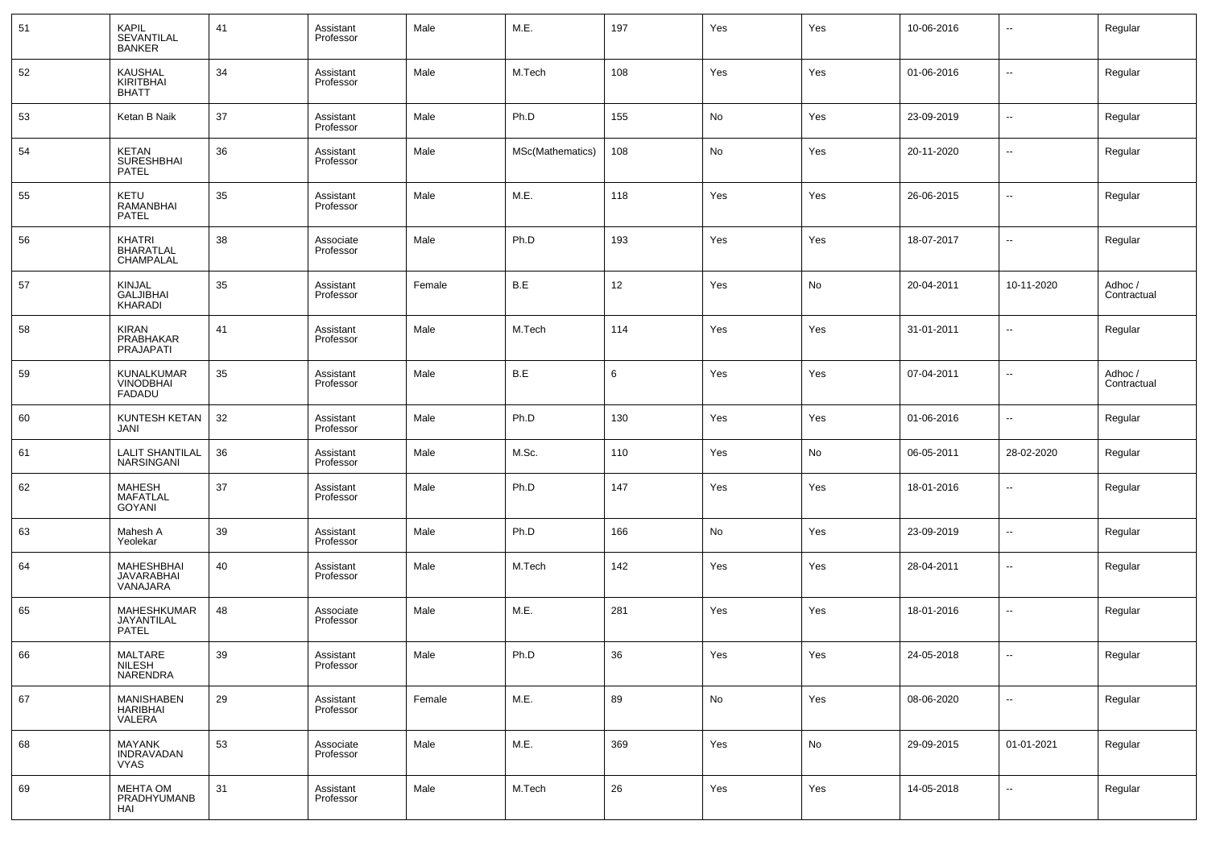| 51 | KAPIL SEVANTILAL BANKER | 41 | Assistant Professor | Male | M.E. | 197 | Yes | Yes | 10-06-2016 | -- | Regular |
|---|---|---|---|---|---|---|---|---|---|---|---|
| 52 | KAUSHAL KIRITBHAI BHATT | 34 | Assistant Professor | Male | M.Tech | 108 | Yes | Yes | 01-06-2016 | -- | Regular |
| 53 | Ketan B Naik | 37 | Assistant Professor | Male | Ph.D | 155 | No | Yes | 23-09-2019 | -- | Regular |
| 54 | KETAN SURESHBHAI PATEL | 36 | Assistant Professor | Male | MSc(Mathematics) | 108 | No | Yes | 20-11-2020 | -- | Regular |
| 55 | KETU RAMANBHAI PATEL | 35 | Assistant Professor | Male | M.E. | 118 | Yes | Yes | 26-06-2015 | -- | Regular |
| 56 | KHATRI BHARATLAL CHAMPALAL | 38 | Associate Professor | Male | Ph.D | 193 | Yes | Yes | 18-07-2017 | -- | Regular |
| 57 | KINJAL GALJIBHAI KHARADI | 35 | Assistant Professor | Female | B.E | 12 | Yes | No | 20-04-2011 | 10-11-2020 | Adhoc / Contractual |
| 58 | KIRAN PRABHAKAR PRAJAPATI | 41 | Assistant Professor | Male | M.Tech | 114 | Yes | Yes | 31-01-2011 | -- | Regular |
| 59 | KUNALKUMAR VINODBHAI FADADU | 35 | Assistant Professor | Male | B.E | 6 | Yes | Yes | 07-04-2011 | -- | Adhoc / Contractual |
| 60 | KUNTESH KETAN JANI | 32 | Assistant Professor | Male | Ph.D | 130 | Yes | Yes | 01-06-2016 | -- | Regular |
| 61 | LALIT SHANTILAL NARSINGANI | 36 | Assistant Professor | Male | M.Sc. | 110 | Yes | No | 06-05-2011 | 28-02-2020 | Regular |
| 62 | MAHESH MAFATLAL GOYANI | 37 | Assistant Professor | Male | Ph.D | 147 | Yes | Yes | 18-01-2016 | -- | Regular |
| 63 | Mahesh A Yeolekar | 39 | Assistant Professor | Male | Ph.D | 166 | No | Yes | 23-09-2019 | -- | Regular |
| 64 | MAHESHBHAI JAVARABHAI VANAJARA | 40 | Assistant Professor | Male | M.Tech | 142 | Yes | Yes | 28-04-2011 | -- | Regular |
| 65 | MAHESHKUMAR JAYANTILAL PATEL | 48 | Associate Professor | Male | M.E. | 281 | Yes | Yes | 18-01-2016 | -- | Regular |
| 66 | MALTARE NILESH NARENDRA | 39 | Assistant Professor | Male | Ph.D | 36 | Yes | Yes | 24-05-2018 | -- | Regular |
| 67 | MANISHABEN HARIBHAI VALERA | 29 | Assistant Professor | Female | M.E. | 89 | No | Yes | 08-06-2020 | -- | Regular |
| 68 | MAYANK INDRAVADAN VYAS | 53 | Associate Professor | Male | M.E. | 369 | Yes | No | 29-09-2015 | 01-01-2021 | Regular |
| 69 | MEHTA OM PRADHYUMANBHAI | 31 | Assistant Professor | Male | M.Tech | 26 | Yes | Yes | 14-05-2018 | -- | Regular |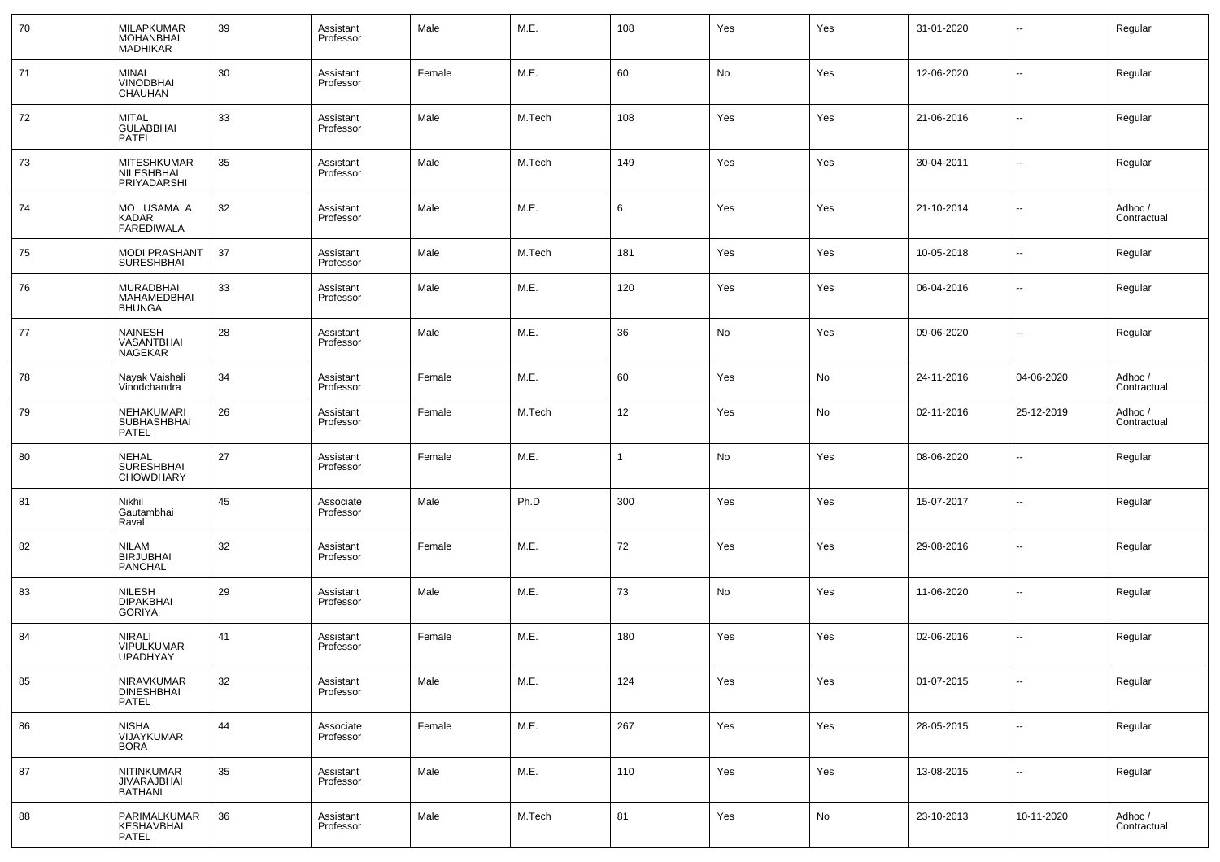| 70 | MILAPKUMAR MOHANBHAI MADHIKAR | 39 | Assistant Professor | Male | M.E. | 108 | Yes | Yes | 31-01-2020 | -- | Regular |
|---|---|---|---|---|---|---|---|---|---|---|---|
| 71 | MINAL VINODBHAI CHAUHAN | 30 | Assistant Professor | Female | M.E. | 60 | No | Yes | 12-06-2020 | -- | Regular |
| 72 | MITAL GULABBHAI PATEL | 33 | Assistant Professor | Male | M.Tech | 108 | Yes | Yes | 21-06-2016 | -- | Regular |
| 73 | MITESHKUMAR NILESHBHAI PRIYADARSHI | 35 | Assistant Professor | Male | M.Tech | 149 | Yes | Yes | 30-04-2011 | -- | Regular |
| 74 | MO USAMA A KADAR FAREDIWALA | 32 | Assistant Professor | Male | M.E. | 6 | Yes | Yes | 21-10-2014 | -- | Adhoc / Contractual |
| 75 | MODI PRASHANT SURESHBHAI | 37 | Assistant Professor | Male | M.Tech | 181 | Yes | Yes | 10-05-2018 | -- | Regular |
| 76 | MURADBHAI MAHAMEDBHAI BHUNGA | 33 | Assistant Professor | Male | M.E. | 120 | Yes | Yes | 06-04-2016 | -- | Regular |
| 77 | NAINESH VASANTBHAI NAGEKAR | 28 | Assistant Professor | Male | M.E. | 36 | No | Yes | 09-06-2020 | -- | Regular |
| 78 | Nayak Vaishali Vinodchandra | 34 | Assistant Professor | Female | M.E. | 60 | Yes | No | 24-11-2016 | 04-06-2020 | Adhoc / Contractual |
| 79 | NEHAKUMARI SUBHASHBHAI PATEL | 26 | Assistant Professor | Female | M.Tech | 12 | Yes | No | 02-11-2016 | 25-12-2019 | Adhoc / Contractual |
| 80 | NEHAL SURESHBHAI CHOWDHARY | 27 | Assistant Professor | Female | M.E. | 1 | No | Yes | 08-06-2020 | -- | Regular |
| 81 | Nikhil Gautambhai Raval | 45 | Associate Professor | Male | Ph.D | 300 | Yes | Yes | 15-07-2017 | -- | Regular |
| 82 | NILAM BIRJUBHAI PANCHAL | 32 | Assistant Professor | Female | M.E. | 72 | Yes | Yes | 29-08-2016 | -- | Regular |
| 83 | NILESH DIPAKBHAI GORIYA | 29 | Assistant Professor | Male | M.E. | 73 | No | Yes | 11-06-2020 | -- | Regular |
| 84 | NIRALI VIPULKUMAR UPADHYAY | 41 | Assistant Professor | Female | M.E. | 180 | Yes | Yes | 02-06-2016 | -- | Regular |
| 85 | NIRAVKUMAR DINESHBHAI PATEL | 32 | Assistant Professor | Male | M.E. | 124 | Yes | Yes | 01-07-2015 | -- | Regular |
| 86 | NISHA VIJAYKUMAR BORA | 44 | Associate Professor | Female | M.E. | 267 | Yes | Yes | 28-05-2015 | -- | Regular |
| 87 | NITINKUMAR JIVARAJBHAI BATHANI | 35 | Assistant Professor | Male | M.E. | 110 | Yes | Yes | 13-08-2015 | -- | Regular |
| 88 | PARIMALKUMAR KESHAVBHAI PATEL | 36 | Assistant Professor | Male | M.Tech | 81 | Yes | No | 23-10-2013 | 10-11-2020 | Adhoc / Contractual |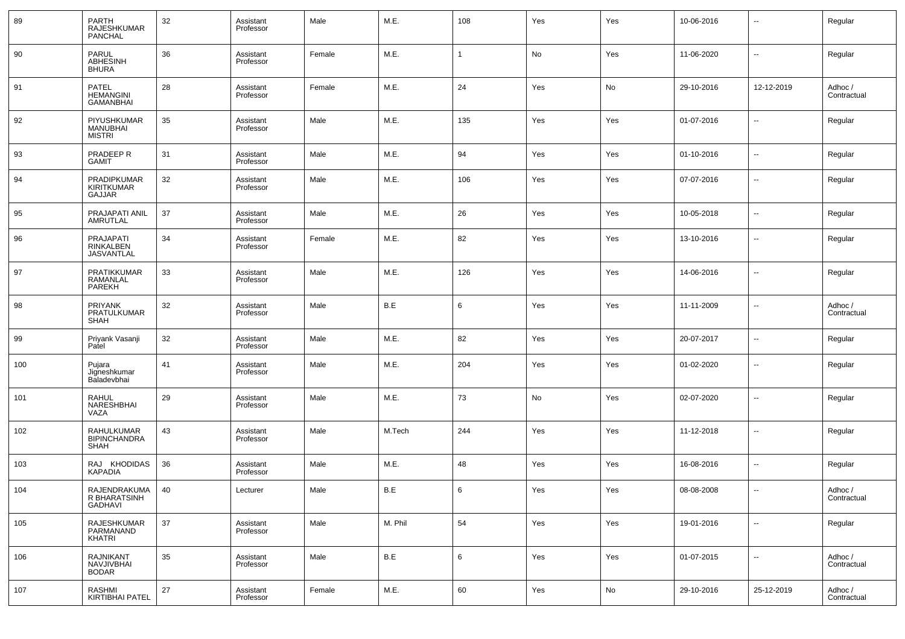| 89 | PARTH RAJESHKUMAR PANCHAL | 32 | Assistant Professor | Male | M.E. | 108 | Yes | Yes | 10-06-2016 | -- | Regular |
|---|---|---|---|---|---|---|---|---|---|---|---|
| 90 | PARUL ABHESINH BHURA | 36 | Assistant Professor | Female | M.E. | 1 | No | Yes | 11-06-2020 | -- | Regular |
| 91 | PATEL HEMANGINI GAMANBHAI | 28 | Assistant Professor | Female | M.E. | 24 | Yes | No | 29-10-2016 | 12-12-2019 | Adhoc / Contractual |
| 92 | PIYUSHKUMAR MANUBHAI MISTRI | 35 | Assistant Professor | Male | M.E. | 135 | Yes | Yes | 01-07-2016 | -- | Regular |
| 93 | PRADEEP R GAMIT | 31 | Assistant Professor | Male | M.E. | 94 | Yes | Yes | 01-10-2016 | -- | Regular |
| 94 | PRADIPKUMAR KIRITKUMAR GAJJAR | 32 | Assistant Professor | Male | M.E. | 106 | Yes | Yes | 07-07-2016 | -- | Regular |
| 95 | PRAJAPATI ANIL AMRUTLAL | 37 | Assistant Professor | Male | M.E. | 26 | Yes | Yes | 10-05-2018 | -- | Regular |
| 96 | PRAJAPATI RINKALBEN JASVANTLAL | 34 | Assistant Professor | Female | M.E. | 82 | Yes | Yes | 13-10-2016 | -- | Regular |
| 97 | PRATIKKUMAR RAMANLAL PAREKH | 33 | Assistant Professor | Male | M.E. | 126 | Yes | Yes | 14-06-2016 | -- | Regular |
| 98 | PRIYANK PRATULKUMAR SHAH | 32 | Assistant Professor | Male | B.E | 6 | Yes | Yes | 11-11-2009 | -- | Adhoc / Contractual |
| 99 | Priyank Vasanji Patel | 32 | Assistant Professor | Male | M.E. | 82 | Yes | Yes | 20-07-2017 | -- | Regular |
| 100 | Pujara Jigneshkumar Baladevbhai | 41 | Assistant Professor | Male | M.E. | 204 | Yes | Yes | 01-02-2020 | -- | Regular |
| 101 | RAHUL NARESHBHAI VAZA | 29 | Assistant Professor | Male | M.E. | 73 | No | Yes | 02-07-2020 | -- | Regular |
| 102 | RAHULKUMAR BIPINCHANDRA SHAH | 43 | Assistant Professor | Male | M.Tech | 244 | Yes | Yes | 11-12-2018 | -- | Regular |
| 103 | RAJ KHODIDAS KAPADIA | 36 | Assistant Professor | Male | M.E. | 48 | Yes | Yes | 16-08-2016 | -- | Regular |
| 104 | RAJENDRAKUMAR BHARATSINH GADHAVI | 40 | Lecturer | Male | B.E | 6 | Yes | Yes | 08-08-2008 | -- | Adhoc / Contractual |
| 105 | RAJESHKUMAR PARMANAND KHATRI | 37 | Assistant Professor | Male | M. Phil | 54 | Yes | Yes | 19-01-2016 | -- | Regular |
| 106 | RAJNIKANT NAVJIVBHAI BODAR | 35 | Assistant Professor | Male | B.E | 6 | Yes | Yes | 01-07-2015 | -- | Adhoc / Contractual |
| 107 | RASHMI KIRTIBHAI PATEL | 27 | Assistant Professor | Female | M.E. | 60 | Yes | No | 29-10-2016 | 25-12-2019 | Adhoc / Contractual |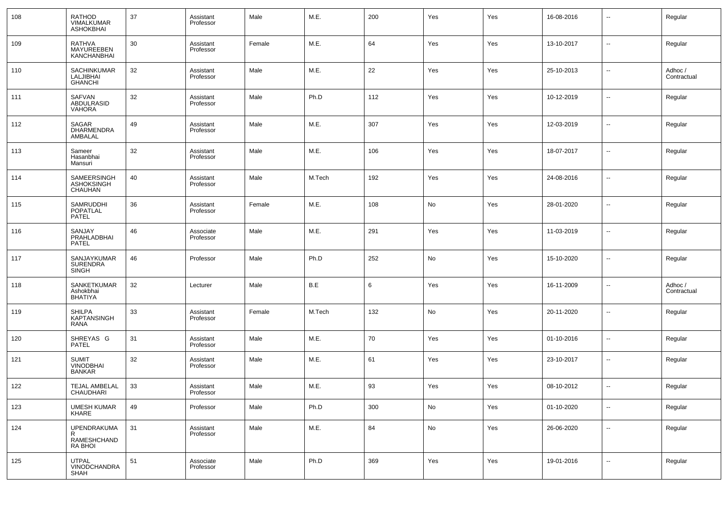| 108 | RATHOD VIMALKUMAR ASHOKBHAI | 37 | Assistant Professor | Male | M.E. | 200 | Yes | Yes | 16-08-2016 | -- | Regular |
|---|---|---|---|---|---|---|---|---|---|---|---|
| 109 | RATHVA MAYUREEBEN KANCHANBHAI | 30 | Assistant Professor | Female | M.E. | 64 | Yes | Yes | 13-10-2017 | -- | Regular |
| 110 | SACHINKUMAR LALJIBHAI GHANCHI | 32 | Assistant Professor | Male | M.E. | 22 | Yes | Yes | 25-10-2013 | -- | Adhoc / Contractual |
| 111 | SAFVAN ABDULRASID VAHORA | 32 | Assistant Professor | Male | Ph.D | 112 | Yes | Yes | 10-12-2019 | -- | Regular |
| 112 | SAGAR DHARMENDRA AMBALAL | 49 | Assistant Professor | Male | M.E. | 307 | Yes | Yes | 12-03-2019 | -- | Regular |
| 113 | Sameer Hasanbhai Mansuri | 32 | Assistant Professor | Male | M.E. | 106 | Yes | Yes | 18-07-2017 | -- | Regular |
| 114 | SAMEERSINGH ASHOKSINGH CHAUHAN | 40 | Assistant Professor | Male | M.Tech | 192 | Yes | Yes | 24-08-2016 | -- | Regular |
| 115 | SAMRUDDHI POPATLAL PATEL | 36 | Assistant Professor | Female | M.E. | 108 | No | Yes | 28-01-2020 | -- | Regular |
| 116 | SANJAY PRAHLADBHAI PATEL | 46 | Associate Professor | Male | M.E. | 291 | Yes | Yes | 11-03-2019 | -- | Regular |
| 117 | SANJAYKUMAR SURENDRA SINGH | 46 | Professor | Male | Ph.D | 252 | No | Yes | 15-10-2020 | -- | Regular |
| 118 | SANKETKUMAR Ashokbhai BHATIYA | 32 | Lecturer | Male | B.E | 6 | Yes | Yes | 16-11-2009 | -- | Adhoc / Contractual |
| 119 | SHILPA KAPTANSINGH RANA | 33 | Assistant Professor | Female | M.Tech | 132 | No | Yes | 20-11-2020 | -- | Regular |
| 120 | SHREYAS G PATEL | 31 | Assistant Professor | Male | M.E. | 70 | Yes | Yes | 01-10-2016 | -- | Regular |
| 121 | SUMIT VINODBHAI BANKAR | 32 | Assistant Professor | Male | M.E. | 61 | Yes | Yes | 23-10-2017 | -- | Regular |
| 122 | TEJAL AMBELAL CHAUDHARI | 33 | Assistant Professor | Male | M.E. | 93 | Yes | Yes | 08-10-2012 | -- | Regular |
| 123 | UMESH KUMAR KHARE | 49 | Professor | Male | Ph.D | 300 | No | Yes | 01-10-2020 | -- | Regular |
| 124 | UPENDRAKUMAR RAMESHCHANDRA BHOI | 31 | Assistant Professor | Male | M.E. | 84 | No | Yes | 26-06-2020 | -- | Regular |
| 125 | UTPAL VINODCHANDRA SHAH | 51 | Associate Professor | Male | Ph.D | 369 | Yes | Yes | 19-01-2016 | -- | Regular |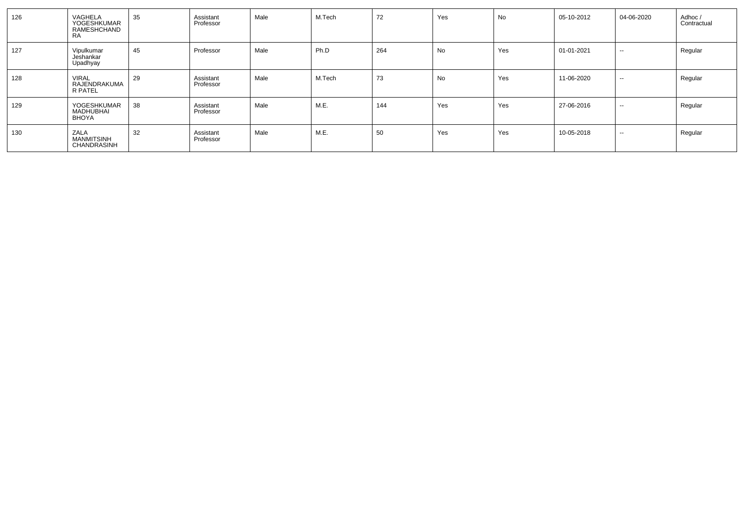| | | | | | | | | | | | |
|---|---|---|---|---|---|---|---|---|---|---|---|
| 126 | VAGHELA YOGESHKUMAR RAMESHCHANDRA | 35 | Assistant Professor | Male | M.Tech | 72 | Yes | No | 05-10-2012 | 04-06-2020 | Adhoc / Contractual |
| 127 | Vipulkumar Jeshankar Upadhyay | 45 | Professor | Male | Ph.D | 264 | No | Yes | 01-01-2021 | -- | Regular |
| 128 | VIRAL RAJENDRAKUMAR PATEL | 29 | Assistant Professor | Male | M.Tech | 73 | No | Yes | 11-06-2020 | -- | Regular |
| 129 | YOGESHKUMAR MADHUBHAI BHOYA | 38 | Assistant Professor | Male | M.E. | 144 | Yes | Yes | 27-06-2016 | -- | Regular |
| 130 | ZALA MANMITSINH CHANDRASINH | 32 | Assistant Professor | Male | M.E. | 50 | Yes | Yes | 10-05-2018 | -- | Regular |